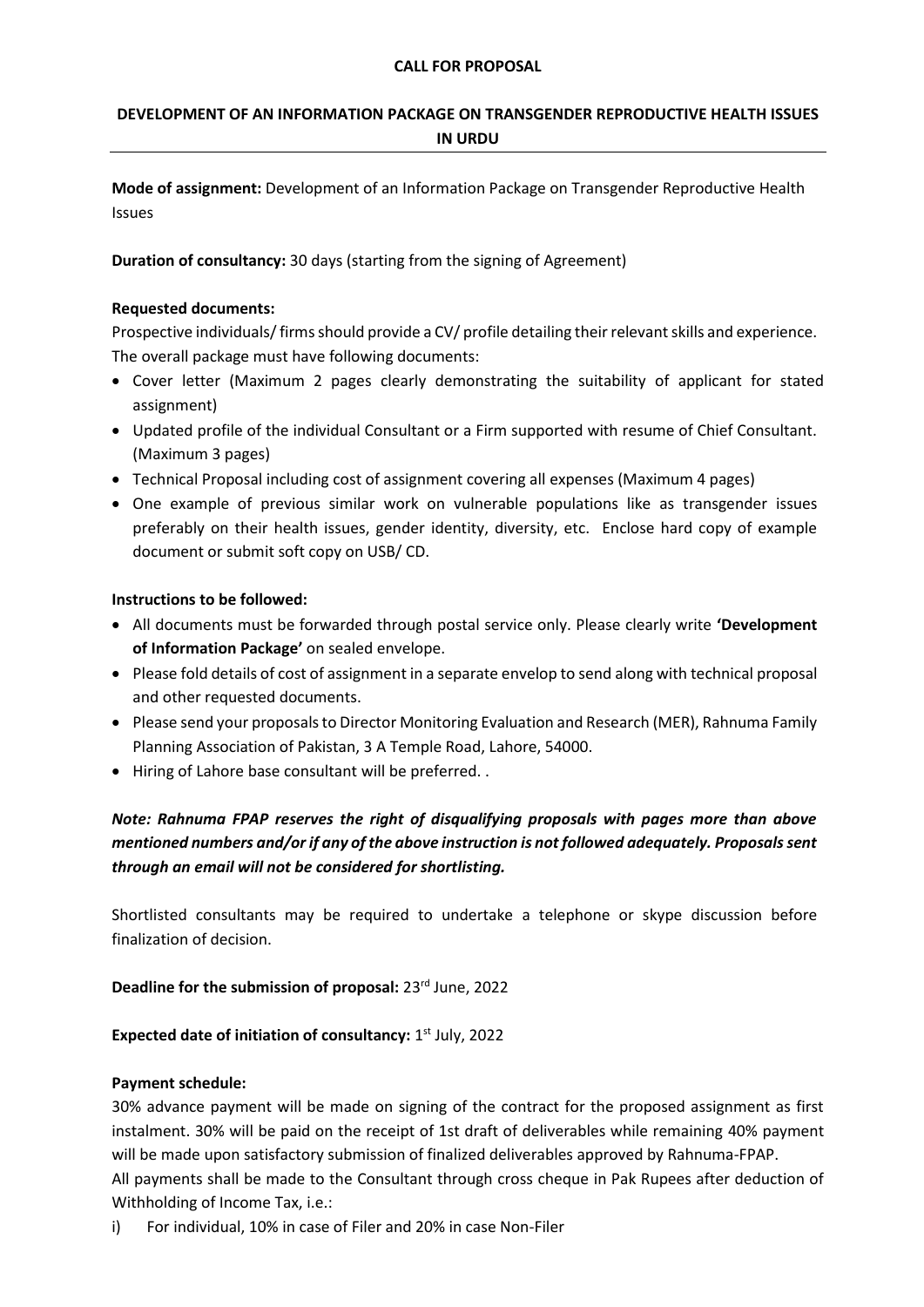**CALL FOR PROPOSAL**

# DEVELOPMENT OF AN INFORMATION PACKAGE ON TRANSGENDER REPRODUCTIVE HEALTH ISSUES IN URDU

**Mode of assignment:** Development of an Information Package on Transgender Reproductive Health Issues

**Duration of consultancy:** 30 days (starting from the signing of Agreement)

**Requested documents:**

Prospective individuals/ firms should provide a CV/ profile detailing their relevant skills and experience. The overall package must have following documents:

- Cover letter (Maximum 2 pages clearly demonstrating the suitability of applicant for stated assignment)
- Updated profile of the individual Consultant or a Firm supported with resume of Chief Consultant. (Maximum 3 pages)
- Technical Proposal including cost of assignment covering all expenses (Maximum 4 pages)
- One example of previous similar work on vulnerable populations like as transgender issues preferably on their health issues, gender identity, diversity, etc. Enclose hard copy of example document or submit soft copy on USB/ CD.

**Instructions to be followed:**

- All documents must be forwarded through postal service only. Please clearly write **'Development of Information Package'** on sealed envelope.
- Please fold details of cost of assignment in a separate envelop to send along with technical proposal and other requested documents.
- Please send your proposals to Director Monitoring Evaluation and Research (MER), Rahnuma Family Planning Association of Pakistan, 3 A Temple Road, Lahore, 54000.
- Hiring of Lahore base consultant will be preferred. .

***Note: Rahnuma FPAP reserves the right of disqualifying proposals with pages more than above mentioned numbers and/or if any of the above instruction is not followed adequately. Proposals sent through an email will not be considered for shortlisting.***

Shortlisted consultants may be required to undertake a telephone or skype discussion before finalization of decision.

**Deadline for the submission of proposal:** 23rd June, 2022

**Expected date of initiation of consultancy:** 1st July, 2022

**Payment schedule:**

30% advance payment will be made on signing of the contract for the proposed assignment as first instalment. 30% will be paid on the receipt of 1st draft of deliverables while remaining 40% payment will be made upon satisfactory submission of finalized deliverables approved by Rahnuma-FPAP.

All payments shall be made to the Consultant through cross cheque in Pak Rupees after deduction of Withholding of Income Tax, i.e.:

i) For individual, 10% in case of Filer and 20% in case Non-Filer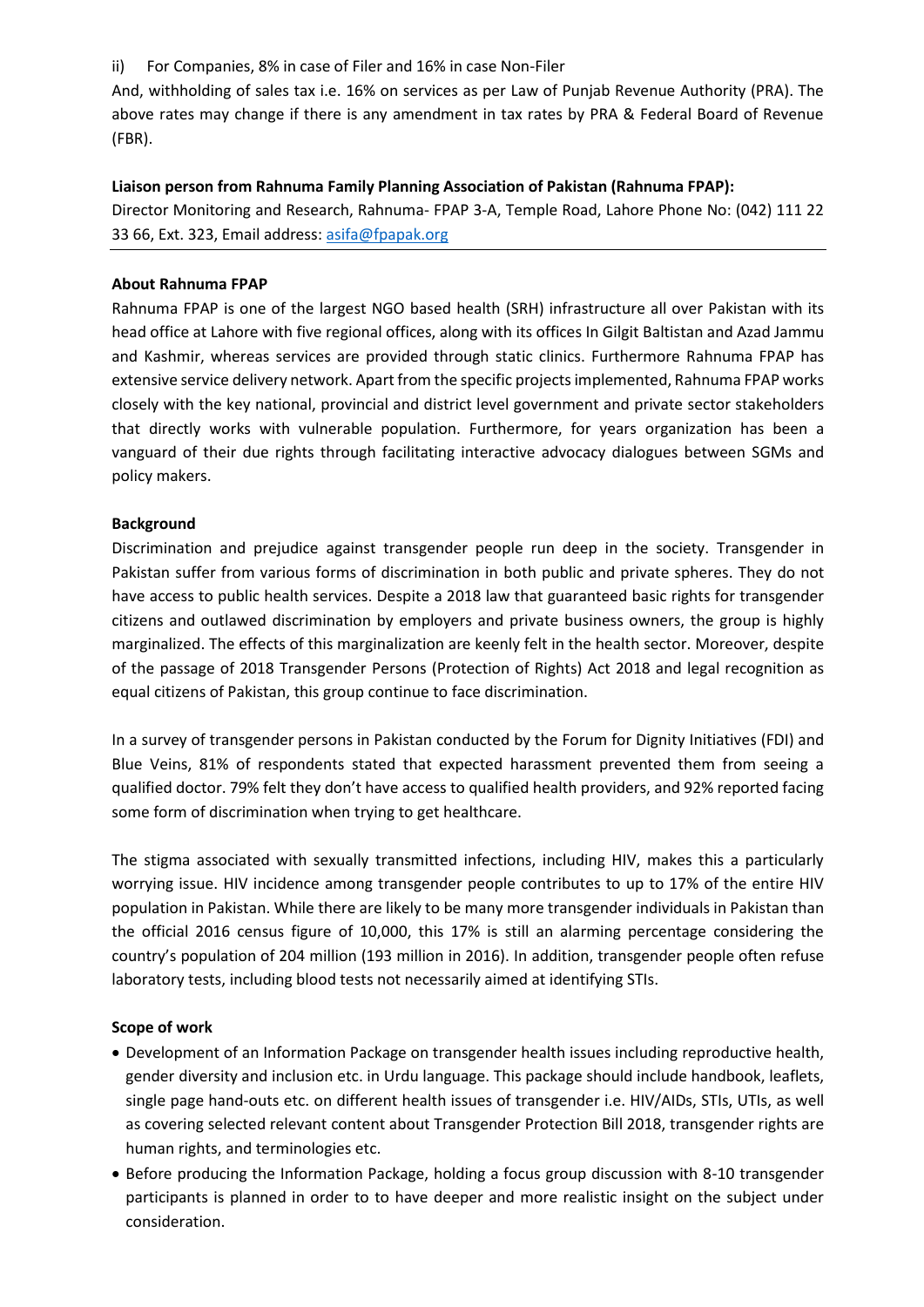ii) For Companies, 8% in case of Filer and 16% in case Non-Filer

And, withholding of sales tax i.e. 16% on services as per Law of Punjab Revenue Authority (PRA). The above rates may change if there is any amendment in tax rates by PRA & Federal Board of Revenue (FBR).

**Liaison person from Rahnuma Family Planning Association of Pakistan (Rahnuma FPAP):**

Director Monitoring and Research, Rahnuma- FPAP 3-A, Temple Road, Lahore Phone No: (042) 111 22 33 66, Ext. 323, Email address: asifa@fpapak.org

---

**About Rahnuma FPAP**

Rahnuma FPAP is one of the largest NGO based health (SRH) infrastructure all over Pakistan with its head office at Lahore with five regional offices, along with its offices In Gilgit Baltistan and Azad Jammu and Kashmir, whereas services are provided through static clinics. Furthermore Rahnuma FPAP has extensive service delivery network. Apart from the specific projects implemented, Rahnuma FPAP works closely with the key national, provincial and district level government and private sector stakeholders that directly works with vulnerable population. Furthermore, for years organization has been a vanguard of their due rights through facilitating interactive advocacy dialogues between SGMs and policy makers.

**Background**

Discrimination and prejudice against transgender people run deep in the society. Transgender in Pakistan suffer from various forms of discrimination in both public and private spheres. They do not have access to public health services. Despite a 2018 law that guaranteed basic rights for transgender citizens and outlawed discrimination by employers and private business owners, the group is highly marginalized. The effects of this marginalization are keenly felt in the health sector. Moreover, despite of the passage of 2018 Transgender Persons (Protection of Rights) Act 2018 and legal recognition as equal citizens of Pakistan, this group continue to face discrimination.

In a survey of transgender persons in Pakistan conducted by the Forum for Dignity Initiatives (FDI) and Blue Veins, 81% of respondents stated that expected harassment prevented them from seeing a qualified doctor. 79% felt they don't have access to qualified health providers, and 92% reported facing some form of discrimination when trying to get healthcare.

The stigma associated with sexually transmitted infections, including HIV, makes this a particularly worrying issue. HIV incidence among transgender people contributes to up to 17% of the entire HIV population in Pakistan. While there are likely to be many more transgender individuals in Pakistan than the official 2016 census figure of 10,000, this 17% is still an alarming percentage considering the country's population of 204 million (193 million in 2016). In addition, transgender people often refuse laboratory tests, including blood tests not necessarily aimed at identifying STIs.

**Scope of work**

- Development of an Information Package on transgender health issues including reproductive health, gender diversity and inclusion etc. in Urdu language. This package should include handbook, leaflets, single page hand-outs etc. on different health issues of transgender i.e. HIV/AIDs, STIs, UTIs, as well as covering selected relevant content about Transgender Protection Bill 2018, transgender rights are human rights, and terminologies etc.
- Before producing the Information Package, holding a focus group discussion with 8-10 transgender participants is planned in order to to have deeper and more realistic insight on the subject under consideration.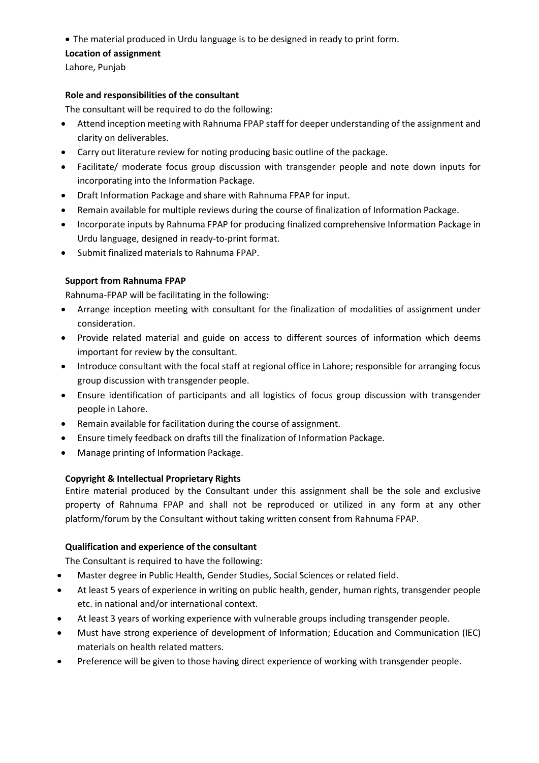- The material produced in Urdu language is to be designed in ready to print form.

**Location of assignment**

Lahore, Punjab

**Role and responsibilities of the consultant**

The consultant will be required to do the following:

- Attend inception meeting with Rahnuma FPAP staff for deeper understanding of the assignment and clarity on deliverables.
- Carry out literature review for noting producing basic outline of the package.
- Facilitate/ moderate focus group discussion with transgender people and note down inputs for incorporating into the Information Package.
- Draft Information Package and share with Rahnuma FPAP for input.
- Remain available for multiple reviews during the course of finalization of Information Package.
- Incorporate inputs by Rahnuma FPAP for producing finalized comprehensive Information Package in Urdu language, designed in ready-to-print format.
- Submit finalized materials to Rahnuma FPAP.

**Support from Rahnuma FPAP**

Rahnuma-FPAP will be facilitating in the following:

- Arrange inception meeting with consultant for the finalization of modalities of assignment under consideration.
- Provide related material and guide on access to different sources of information which deems important for review by the consultant.
- Introduce consultant with the focal staff at regional office in Lahore; responsible for arranging focus group discussion with transgender people.
- Ensure identification of participants and all logistics of focus group discussion with transgender people in Lahore.
- Remain available for facilitation during the course of assignment.
- Ensure timely feedback on drafts till the finalization of Information Package.
- Manage printing of Information Package.

**Copyright & Intellectual Proprietary Rights**

Entire material produced by the Consultant under this assignment shall be the sole and exclusive property of Rahnuma FPAP and shall not be reproduced or utilized in any form at any other platform/forum by the Consultant without taking written consent from Rahnuma FPAP.

**Qualification and experience of the consultant**

The Consultant is required to have the following:

- Master degree in Public Health, Gender Studies, Social Sciences or related field.
- At least 5 years of experience in writing on public health, gender, human rights, transgender people etc. in national and/or international context.
- At least 3 years of working experience with vulnerable groups including transgender people.
- Must have strong experience of development of Information; Education and Communication (IEC) materials on health related matters.
- Preference will be given to those having direct experience of working with transgender people.